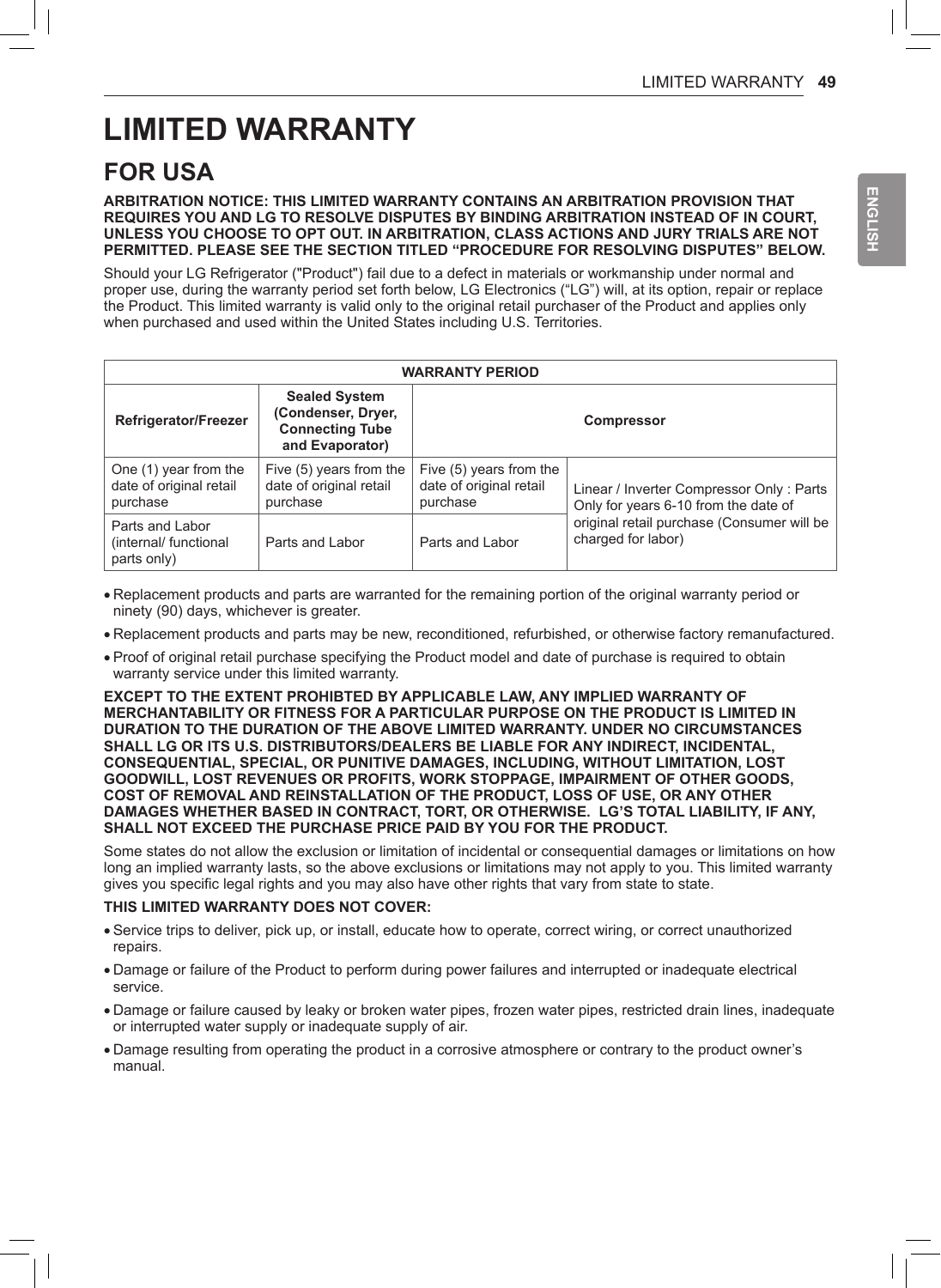# LIMITED WARRANTY

## FOR USA

**ARBITRATION NOTICE: THIS LIMITED WARRANTY CONTAINS AN ARBITRATION PROVISION THAT REQUIRES YOU AND LG TO RESOLVE DISPUTES BY BINDING ARBITRATION INSTEAD OF IN COURT, UNLESS YOU CHOOSE TO OPT OUT. IN ARBITRATION, CLASS ACTIONS AND JURY TRIALS ARE NOT PERMITTED. PLEASE SEE THE SECTION TITLED "PROCEDURE FOR RESOLVING DISPUTES" BELOW.**

Should your LG Refrigerator ("Product") fail due to a defect in materials or workmanship under normal and proper use, during the warranty period set forth below, LG Electronics ("LG") will, at its option, repair or replace the Product. This limited warranty is valid only to the original retail purchaser of the Product and applies only when purchased and used within the United States including U.S. Territories.

| WARRANTY PERIOD | | | |
|---|---|---|---|
| **Refrigerator/Freezer** | **Sealed System (Condenser, Dryer, Connecting Tube and Evaporator)** | **Compressor** | |
| One (1) year from the date of original retail purchase | Five (5) years from the date of original retail purchase | Five (5) years from the date of original retail purchase | Linear / Inverter Compressor Only : Parts Only for years 6-10 from the date of original retail purchase (Consumer will be charged for labor) |
| Parts and Labor (internal/ functional parts only) | Parts and Labor | Parts and Labor | |

- Replacement products and parts are warranted for the remaining portion of the original warranty period or ninety (90) days, whichever is greater.
- Replacement products and parts may be new, reconditioned, refurbished, or otherwise factory remanufactured.
- Proof of original retail purchase specifying the Product model and date of purchase is required to obtain warranty service under this limited warranty.

**EXCEPT TO THE EXTENT PROHIBTED BY APPLICABLE LAW, ANY IMPLIED WARRANTY OF MERCHANTABILITY OR FITNESS FOR A PARTICULAR PURPOSE ON THE PRODUCT IS LIMITED IN DURATION TO THE DURATION OF THE ABOVE LIMITED WARRANTY. UNDER NO CIRCUMSTANCES SHALL LG OR ITS U.S. DISTRIBUTORS/DEALERS BE LIABLE FOR ANY INDIRECT, INCIDENTAL, CONSEQUENTIAL, SPECIAL, OR PUNITIVE DAMAGES, INCLUDING, WITHOUT LIMITATION, LOST GOODWILL, LOST REVENUES OR PROFITS, WORK STOPPAGE, IMPAIRMENT OF OTHER GOODS, COST OF REMOVAL AND REINSTALLATION OF THE PRODUCT, LOSS OF USE, OR ANY OTHER DAMAGES WHETHER BASED IN CONTRACT, TORT, OR OTHERWISE. LG'S TOTAL LIABILITY, IF ANY, SHALL NOT EXCEED THE PURCHASE PRICE PAID BY YOU FOR THE PRODUCT.**

Some states do not allow the exclusion or limitation of incidental or consequential damages or limitations on how long an implied warranty lasts, so the above exclusions or limitations may not apply to you. This limited warranty gives you specific legal rights and you may also have other rights that vary from state to state.

**THIS LIMITED WARRANTY DOES NOT COVER:**

- Service trips to deliver, pick up, or install, educate how to operate, correct wiring, or correct unauthorized repairs.
- Damage or failure of the Product to perform during power failures and interrupted or inadequate electrical service.
- Damage or failure caused by leaky or broken water pipes, frozen water pipes, restricted drain lines, inadequate or interrupted water supply or inadequate supply of air.
- Damage resulting from operating the product in a corrosive atmosphere or contrary to the product owner's manual.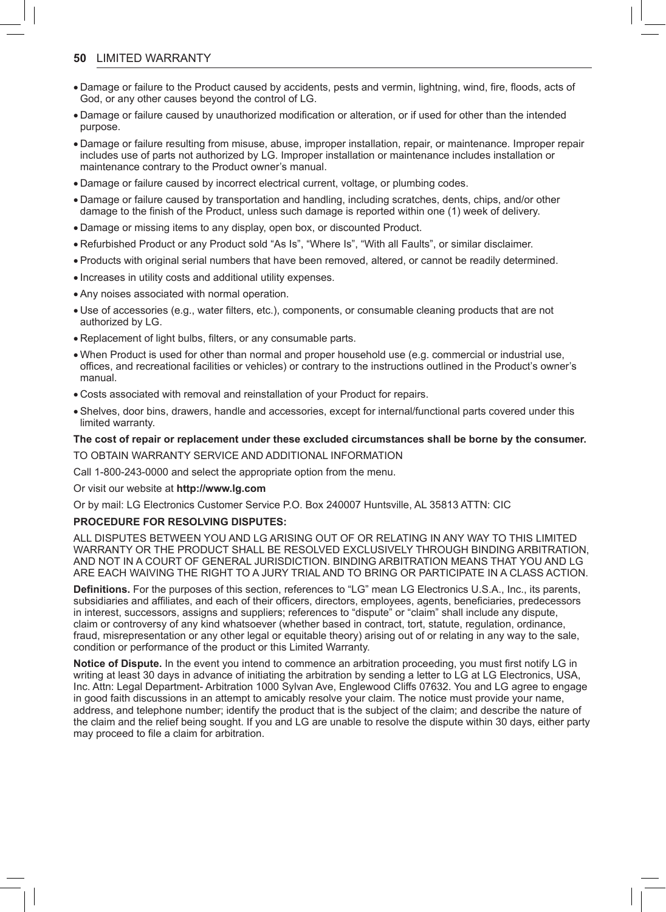- Damage or failure to the Product caused by accidents, pests and vermin, lightning, wind, fire, floods, acts of God, or any other causes beyond the control of LG.
- Damage or failure caused by unauthorized modification or alteration, or if used for other than the intended purpose.
- Damage or failure resulting from misuse, abuse, improper installation, repair, or maintenance. Improper repair includes use of parts not authorized by LG. Improper installation or maintenance includes installation or maintenance contrary to the Product owner's manual.
- Damage or failure caused by incorrect electrical current, voltage, or plumbing codes.
- Damage or failure caused by transportation and handling, including scratches, dents, chips, and/or other damage to the finish of the Product, unless such damage is reported within one (1) week of delivery.
- Damage or missing items to any display, open box, or discounted Product.
- Refurbished Product or any Product sold "As Is", "Where Is", "With all Faults", or similar disclaimer.
- Products with original serial numbers that have been removed, altered, or cannot be readily determined.
- Increases in utility costs and additional utility expenses.
- Any noises associated with normal operation.
- Use of accessories (e.g., water filters, etc.), components, or consumable cleaning products that are not authorized by LG.
- Replacement of light bulbs, filters, or any consumable parts.
- When Product is used for other than normal and proper household use (e.g. commercial or industrial use, offices, and recreational facilities or vehicles) or contrary to the instructions outlined in the Product's owner's manual.
- Costs associated with removal and reinstallation of your Product for repairs.
- Shelves, door bins, drawers, handle and accessories, except for internal/functional parts covered under this limited warranty.

**The cost of repair or replacement under these excluded circumstances shall be borne by the consumer.**

TO OBTAIN WARRANTY SERVICE AND ADDITIONAL INFORMATION

Call 1-800-243-0000 and select the appropriate option from the menu.

Or visit our website at **http://www.lg.com**

Or by mail: LG Electronics Customer Service P.O. Box 240007 Huntsville, AL 35813 ATTN: CIC

**PROCEDURE FOR RESOLVING DISPUTES:**

ALL DISPUTES BETWEEN YOU AND LG ARISING OUT OF OR RELATING IN ANY WAY TO THIS LIMITED WARRANTY OR THE PRODUCT SHALL BE RESOLVED EXCLUSIVELY THROUGH BINDING ARBITRATION, AND NOT IN A COURT OF GENERAL JURISDICTION. BINDING ARBITRATION MEANS THAT YOU AND LG ARE EACH WAIVING THE RIGHT TO A JURY TRIAL AND TO BRING OR PARTICIPATE IN A CLASS ACTION.

**Definitions.** For the purposes of this section, references to "LG" mean LG Electronics U.S.A., Inc., its parents, subsidiaries and affiliates, and each of their officers, directors, employees, agents, beneficiaries, predecessors in interest, successors, assigns and suppliers; references to "dispute" or "claim" shall include any dispute, claim or controversy of any kind whatsoever (whether based in contract, tort, statute, regulation, ordinance, fraud, misrepresentation or any other legal or equitable theory) arising out of or relating in any way to the sale, condition or performance of the product or this Limited Warranty.

**Notice of Dispute.** In the event you intend to commence an arbitration proceeding, you must first notify LG in writing at least 30 days in advance of initiating the arbitration by sending a letter to LG at LG Electronics, USA, Inc. Attn: Legal Department- Arbitration 1000 Sylvan Ave, Englewood Cliffs 07632. You and LG agree to engage in good faith discussions in an attempt to amicably resolve your claim. The notice must provide your name, address, and telephone number; identify the product that is the subject of the claim; and describe the nature of the claim and the relief being sought. If you and LG are unable to resolve the dispute within 30 days, either party may proceed to file a claim for arbitration.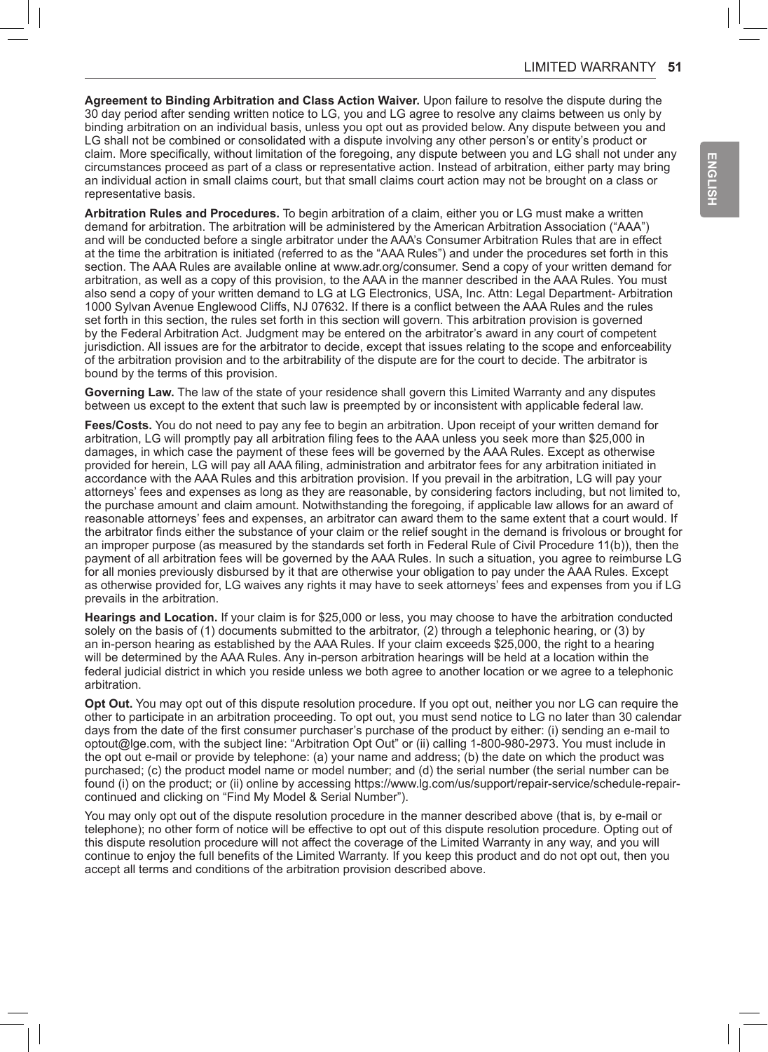**Agreement to Binding Arbitration and Class Action Waiver.** Upon failure to resolve the dispute during the 30 day period after sending written notice to LG, you and LG agree to resolve any claims between us only by binding arbitration on an individual basis, unless you opt out as provided below. Any dispute between you and LG shall not be combined or consolidated with a dispute involving any other person's or entity's product or claim. More specifically, without limitation of the foregoing, any dispute between you and LG shall not under any circumstances proceed as part of a class or representative action. Instead of arbitration, either party may bring an individual action in small claims court, but that small claims court action may not be brought on a class or representative basis.

**Arbitration Rules and Procedures.** To begin arbitration of a claim, either you or LG must make a written demand for arbitration. The arbitration will be administered by the American Arbitration Association ("AAA") and will be conducted before a single arbitrator under the AAA's Consumer Arbitration Rules that are in effect at the time the arbitration is initiated (referred to as the "AAA Rules") and under the procedures set forth in this section. The AAA Rules are available online at www.adr.org/consumer. Send a copy of your written demand for arbitration, as well as a copy of this provision, to the AAA in the manner described in the AAA Rules. You must also send a copy of your written demand to LG at LG Electronics, USA, Inc. Attn: Legal Department- Arbitration 1000 Sylvan Avenue Englewood Cliffs, NJ 07632. If there is a conflict between the AAA Rules and the rules set forth in this section, the rules set forth in this section will govern. This arbitration provision is governed by the Federal Arbitration Act. Judgment may be entered on the arbitrator's award in any court of competent jurisdiction. All issues are for the arbitrator to decide, except that issues relating to the scope and enforceability of the arbitration provision and to the arbitrability of the dispute are for the court to decide. The arbitrator is bound by the terms of this provision.

**Governing Law.** The law of the state of your residence shall govern this Limited Warranty and any disputes between us except to the extent that such law is preempted by or inconsistent with applicable federal law.

**Fees/Costs.** You do not need to pay any fee to begin an arbitration. Upon receipt of your written demand for arbitration, LG will promptly pay all arbitration filing fees to the AAA unless you seek more than $25,000 in damages, in which case the payment of these fees will be governed by the AAA Rules. Except as otherwise provided for herein, LG will pay all AAA filing, administration and arbitrator fees for any arbitration initiated in accordance with the AAA Rules and this arbitration provision. If you prevail in the arbitration, LG will pay your attorneys' fees and expenses as long as they are reasonable, by considering factors including, but not limited to, the purchase amount and claim amount. Notwithstanding the foregoing, if applicable law allows for an award of reasonable attorneys' fees and expenses, an arbitrator can award them to the same extent that a court would. If the arbitrator finds either the substance of your claim or the relief sought in the demand is frivolous or brought for an improper purpose (as measured by the standards set forth in Federal Rule of Civil Procedure 11(b)), then the payment of all arbitration fees will be governed by the AAA Rules. In such a situation, you agree to reimburse LG for all monies previously disbursed by it that are otherwise your obligation to pay under the AAA Rules. Except as otherwise provided for, LG waives any rights it may have to seek attorneys' fees and expenses from you if LG prevails in the arbitration.

**Hearings and Location.** If your claim is for $25,000 or less, you may choose to have the arbitration conducted solely on the basis of (1) documents submitted to the arbitrator, (2) through a telephonic hearing, or (3) by an in-person hearing as established by the AAA Rules. If your claim exceeds $25,000, the right to a hearing will be determined by the AAA Rules. Any in-person arbitration hearings will be held at a location within the federal judicial district in which you reside unless we both agree to another location or we agree to a telephonic arbitration.

**Opt Out.** You may opt out of this dispute resolution procedure. If you opt out, neither you nor LG can require the other to participate in an arbitration proceeding. To opt out, you must send notice to LG no later than 30 calendar days from the date of the first consumer purchaser's purchase of the product by either: (i) sending an e-mail to optout@lge.com, with the subject line: "Arbitration Opt Out" or (ii) calling 1-800-980-2973. You must include in the opt out e-mail or provide by telephone: (a) your name and address; (b) the date on which the product was purchased; (c) the product model name or model number; and (d) the serial number (the serial number can be found (i) on the product; or (ii) online by accessing https://www.lg.com/us/support/repair-service/schedule-repair-continued and clicking on "Find My Model & Serial Number").

You may only opt out of the dispute resolution procedure in the manner described above (that is, by e-mail or telephone); no other form of notice will be effective to opt out of this dispute resolution procedure. Opting out of this dispute resolution procedure will not affect the coverage of the Limited Warranty in any way, and you will continue to enjoy the full benefits of the Limited Warranty. If you keep this product and do not opt out, then you accept all terms and conditions of the arbitration provision described above.